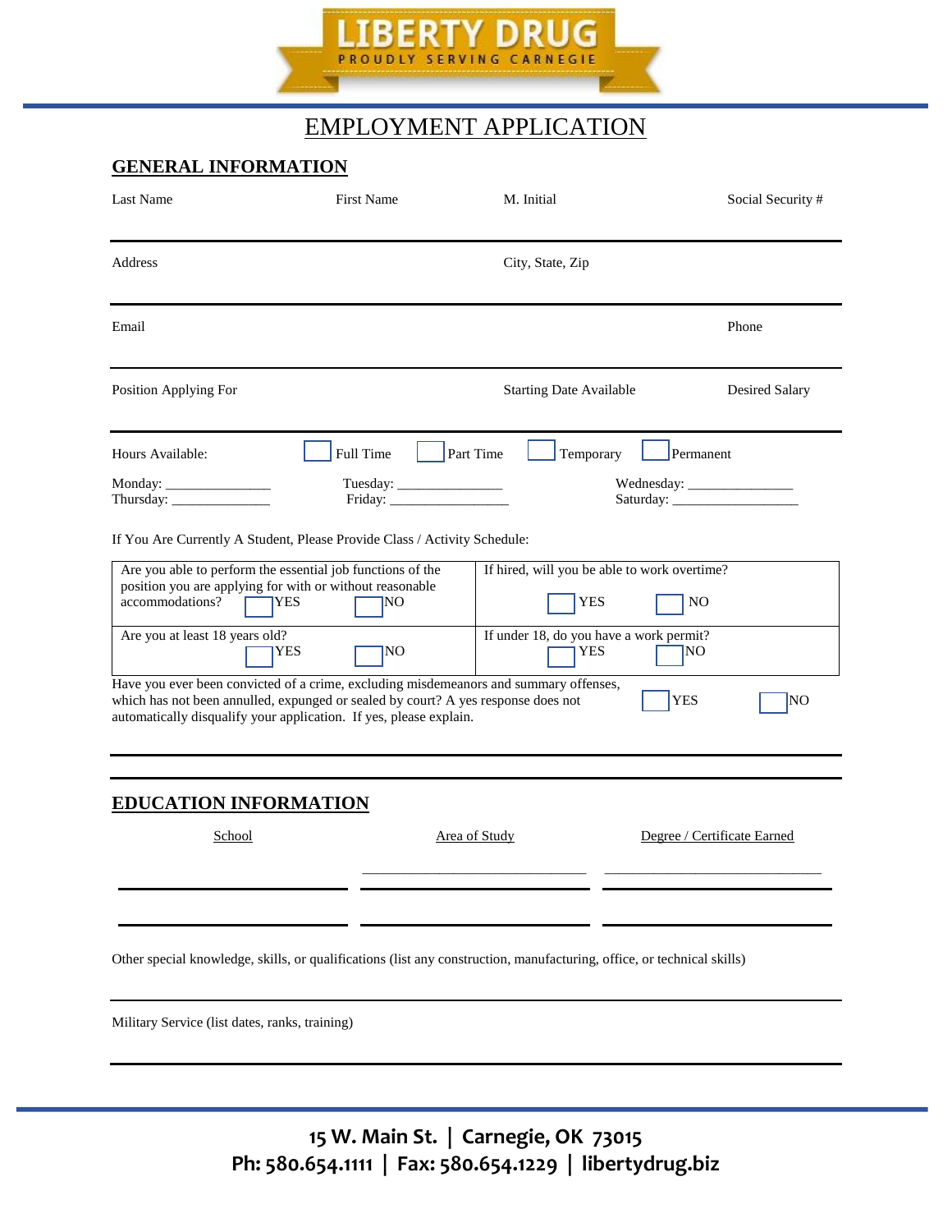LIBERTY DRUG
PROUDLY SERVING CARNEGIE

# EMPLOYMENT APPLICATION

## GENERAL INFORMATION

| Last Name | First Name | M. Initial | Social Security # |
|---|---|---|---|
| | | | |

| Address | City, State, Zip |
|---|---|
| | |

| Email | Phone |
|---|---|
| | |

| Position Applying For | Starting Date Available | Desired Salary |
|---|---|---|
| | | |

Hours Available: ☐ Full Time ☐ Part Time ☐ Temporary ☐ Permanent

Monday: _______________ Tuesday: _______________ Wednesday: _______________
Thursday: _______________ Friday: _________________ Saturday: ___________________

If You Are Currently A Student, Please Provide Class / Activity Schedule:

| | |
|---|---|
| Are you able to perform the essential job functions of the position you are applying for with or without reasonable accommodations? ☐ YES ☐ NO | If hired, will you be able to work overtime? ☐ YES ☐ NO |
| Are you at least 18 years old? ☐ YES ☐ NO | If under 18, do you have a work permit? ☐ YES ☐ NO |

Have you ever been convicted of a crime, excluding misdemeanors and summary offenses, which has not been annulled, expunged or sealed by court? A yes response does not automatically disqualify your application. If yes, please explain. ☐ YES ☐ NO

## EDUCATION INFORMATION

| School | Area of Study | Degree / Certificate Earned |
|---|---|---|
| | | |
| | | |

Other special knowledge, skills, or qualifications (list any construction, manufacturing, office, or technical skills)

Military Service (list dates, ranks, training)

15 W. Main St. | Carnegie, OK 73015
Ph: 580.654.1111 | Fax: 580.654.1229 | libertydrug.biz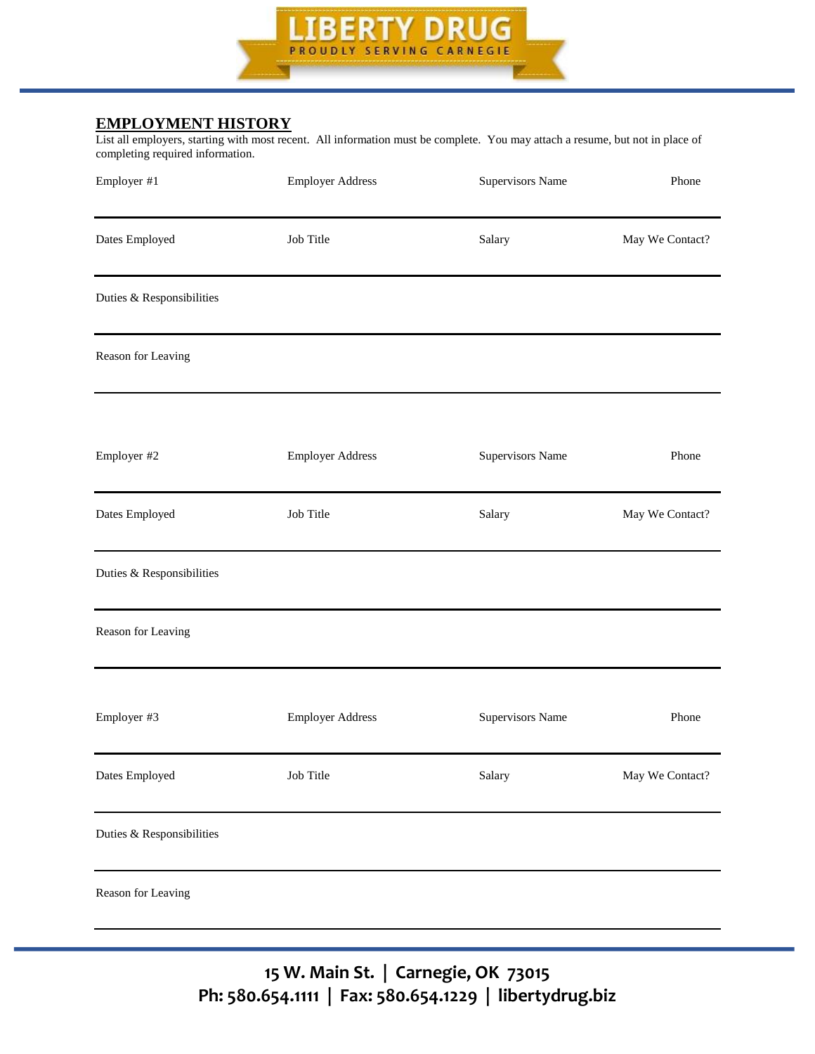## EMPLOYMENT HISTORY

List all employers, starting with most recent. All information must be complete. You may attach a resume, but not in place of completing required information.

| Employer #1 | Employer Address | Supervisors Name | Phone |
|---|---|---|---|
| | | | |
| **Dates Employed** | **Job Title** | **Salary** | **May We Contact?** |
| | | | |

Duties & Responsibilities

---

Reason for Leaving

---

| Employer #2 | Employer Address | Supervisors Name | Phone |
|---|---|---|---|
| | | | |
| **Dates Employed** | **Job Title** | **Salary** | **May We Contact?** |
| | | | |

Duties & Responsibilities

---

Reason for Leaving

---

| Employer #3 | Employer Address | Supervisors Name | Phone |
|---|---|---|---|
| | | | |
| **Dates Employed** | **Job Title** | **Salary** | **May We Contact?** |
| | | | |

Duties & Responsibilities

---

Reason for Leaving

---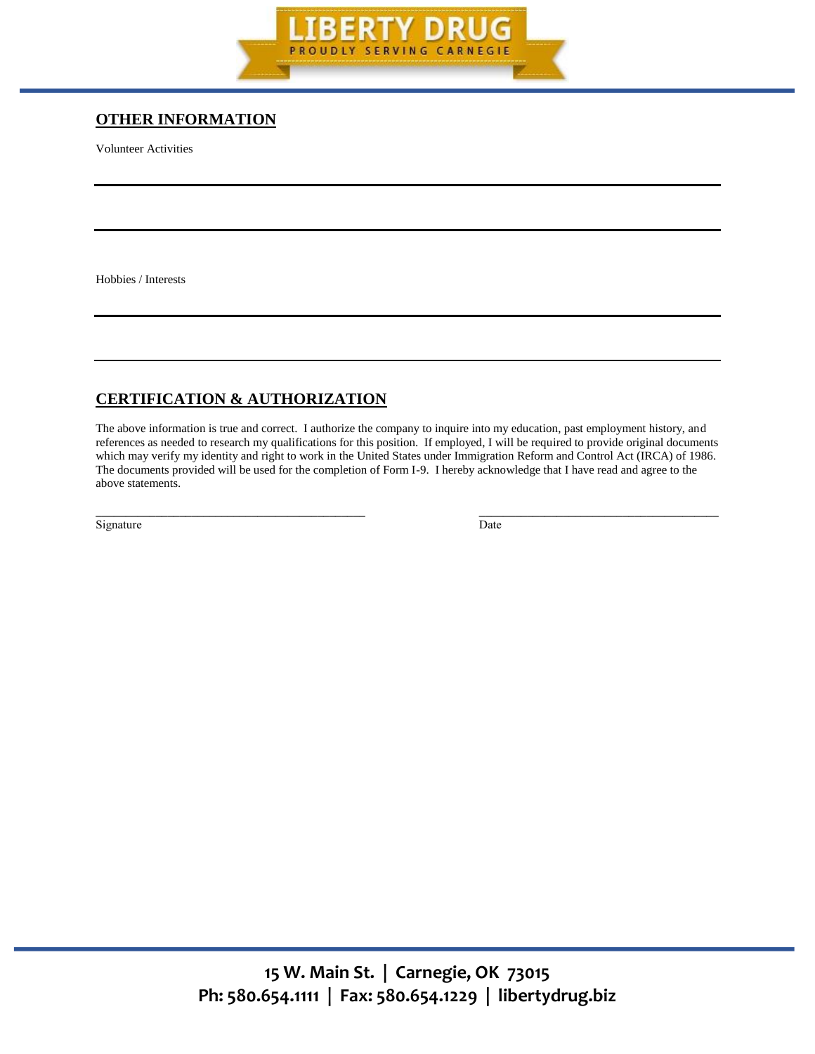LIBERTY DRUG

PROUDLY SERVING CARNEGIE

## OTHER INFORMATION

Volunteer Activities

\_\_\_\_\_\_\_\_\_\_\_\_\_\_\_\_\_\_\_\_\_\_\_\_\_\_\_\_\_\_\_\_\_\_\_\_\_\_\_\_\_\_\_\_\_\_\_\_\_\_\_\_\_\_\_\_\_\_\_\_

\_\_\_\_\_\_\_\_\_\_\_\_\_\_\_\_\_\_\_\_\_\_\_\_\_\_\_\_\_\_\_\_\_\_\_\_\_\_\_\_\_\_\_\_\_\_\_\_\_\_\_\_\_\_\_\_\_\_\_\_

Hobbies / Interests

\_\_\_\_\_\_\_\_\_\_\_\_\_\_\_\_\_\_\_\_\_\_\_\_\_\_\_\_\_\_\_\_\_\_\_\_\_\_\_\_\_\_\_\_\_\_\_\_\_\_\_\_\_\_\_\_\_\_\_\_

\_\_\_\_\_\_\_\_\_\_\_\_\_\_\_\_\_\_\_\_\_\_\_\_\_\_\_\_\_\_\_\_\_\_\_\_\_\_\_\_\_\_\_\_\_\_\_\_\_\_\_\_\_\_\_\_\_\_\_\_

## CERTIFICATION & AUTHORIZATION

The above information is true and correct. I authorize the company to inquire into my education, past employment history, and references as needed to research my qualifications for this position. If employed, I will be required to provide original documents which may verify my identity and right to work in the United States under Immigration Reform and Control Act (IRCA) of 1986. The documents provided will be used for the completion of Form I-9. I hereby acknowledge that I have read and agree to the above statements.

\_\_\_\_\_\_\_\_\_\_\_\_\_\_\_\_\_\_\_\_\_\_\_\_\_\_\_\_\_\_\_\_\_\_\_\_\_\_\_\_ \_\_\_\_\_\_\_\_\_\_\_\_\_\_\_\_\_\_\_\_\_\_\_\_\_\_\_\_\_\_\_\_\_\_\_\_\_\_\_\_

Signature Date

**15 W. Main St. | Carnegie, OK 73015**

**Ph: 580.654.1111 | Fax: 580.654.1229 | libertydrug.biz**